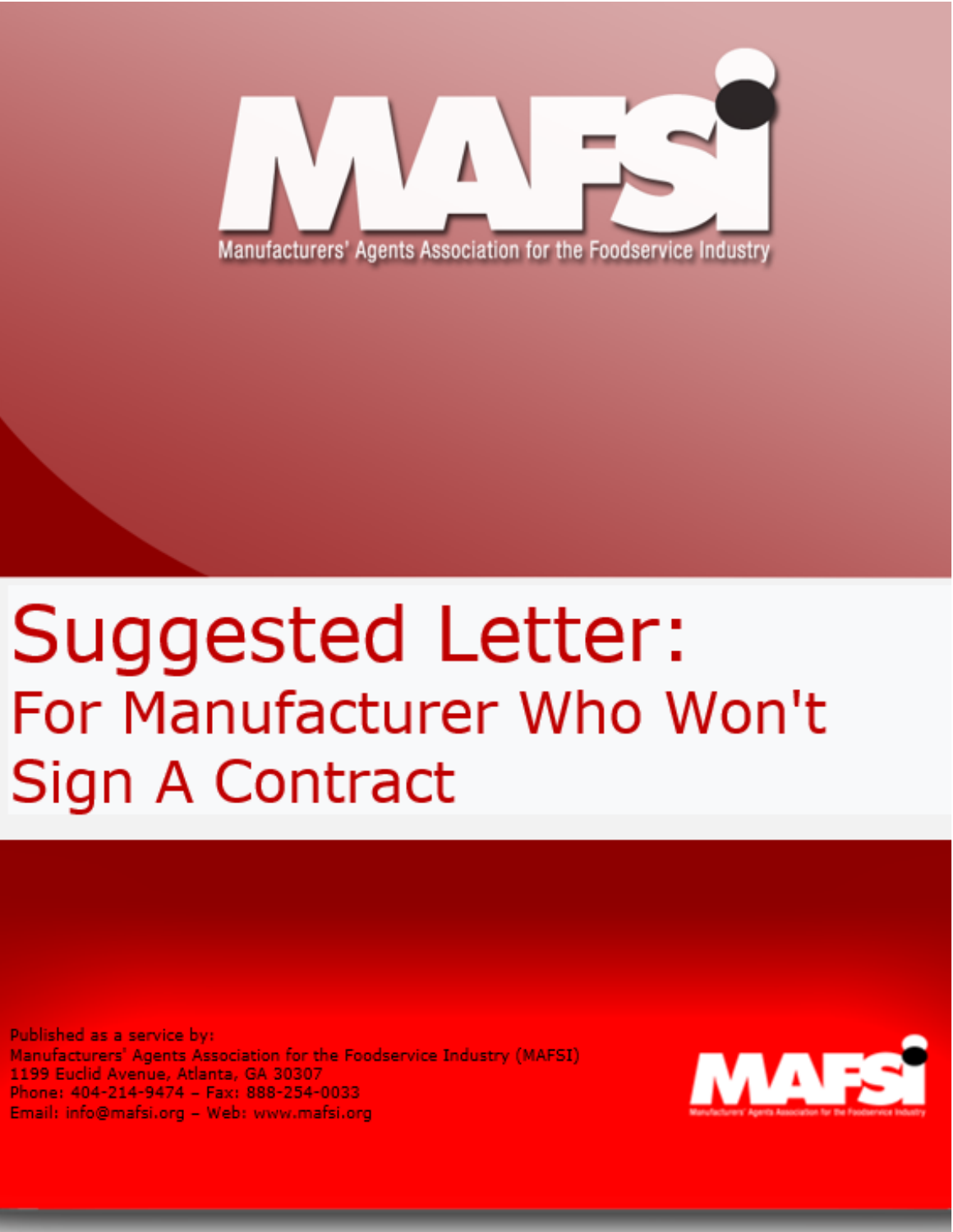# MAFSI

Manufacturers' Agents Association for the Foodservice Industry

# Suggested Letter:

## For Manufacturer Who Won't Sign A Contract

Published as a service by:
Manufacturers' Agents Association for the Foodservice Industry (MAFSI)
1199 Euclid Avenue, Atlanta, GA 30307
Phone: 404-214-9474 – Fax: 888-254-0033
Email: info@mafsi.org – Web: www.mafsi.org

MAFSI

Manufacturers' Agents Association for the Foodservice Industry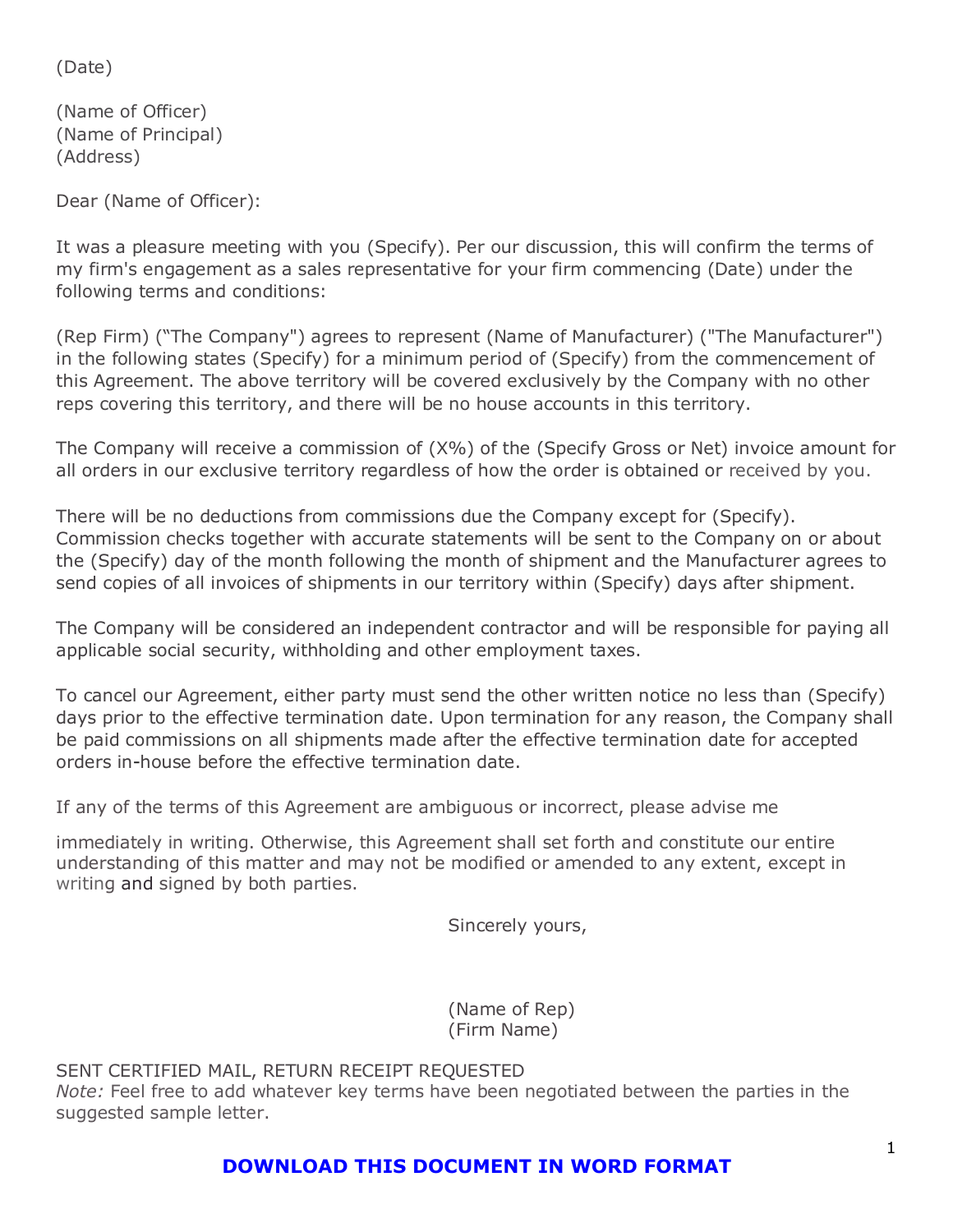(Date)

(Name of Officer)
(Name of Principal)
(Address)

Dear (Name of Officer):

It was a pleasure meeting with you (Specify). Per our discussion, this will confirm the terms of my firm's engagement as a sales representative for your firm commencing (Date) under the following terms and conditions:

(Rep Firm) ("The Company") agrees to represent (Name of Manufacturer) ("The Manufacturer") in the following states (Specify) for a minimum period of (Specify) from the commencement of this Agreement. The above territory will be covered exclusively by the Company with no other reps covering this territory, and there will be no house accounts in this territory.

The Company will receive a commission of (X%) of the (Specify Gross or Net) invoice amount for all orders in our exclusive territory regardless of how the order is obtained or received by you.

There will be no deductions from commissions due the Company except for (Specify). Commission checks together with accurate statements will be sent to the Company on or about the (Specify) day of the month following the month of shipment and the Manufacturer agrees to send copies of all invoices of shipments in our territory within (Specify) days after shipment.

The Company will be considered an independent contractor and will be responsible for paying all applicable social security, withholding and other employment taxes.

To cancel our Agreement, either party must send the other written notice no less than (Specify) days prior to the effective termination date. Upon termination for any reason, the Company shall be paid commissions on all shipments made after the effective termination date for accepted orders in-house before the effective termination date.

If any of the terms of this Agreement are ambiguous or incorrect, please advise me immediately in writing. Otherwise, this Agreement shall set forth and constitute our entire understanding of this matter and may not be modified or amended to any extent, except in writing and signed by both parties.

Sincerely yours,

(Name of Rep)
(Firm Name)

SENT CERTIFIED MAIL, RETURN RECEIPT REQUESTED

*Note:* Feel free to add whatever key terms have been negotiated between the parties in the suggested sample letter.

**DOWNLOAD THIS DOCUMENT IN WORD FORMAT**